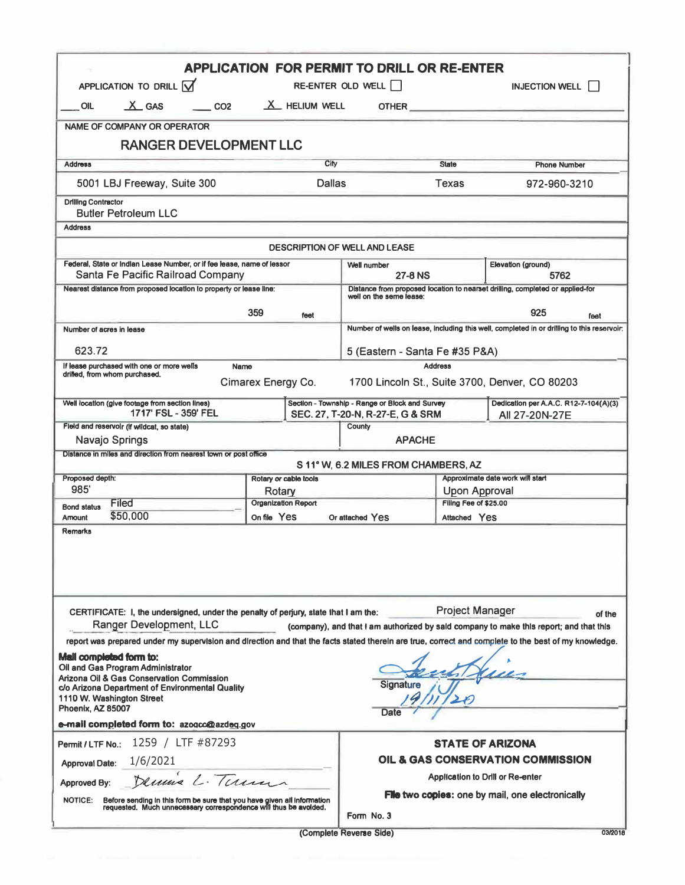# APPLICATION FOR PERMIT TO DRILL OR RE-ENTER

APPLICATION TO DRILL ☑  RE-ENTER OLD WELL ☐  INJECTION WELL ☐

___ OIL  X GAS  ___ $CO_2$  X HELIUM WELL  OTHER ________

**NAME OF COMPANY OR OPERATOR**

## RANGER DEVELOPMENT LLC

| Address | City | State | Phone Number |
|---|---|---|---|
| 5001 LBJ Freeway, Suite 300 | Dallas | Texas | 972-960-3210 |

**Drilling Contractor**
Butler Petroleum LLC

**Address**

### DESCRIPTION OF WELL AND LEASE

| Federal, State or Indian Lease Number, or if fee lease, name of lessor | Well number | Elevation (ground) |
|---|---|---|
| Santa Fe Pacific Railroad Company | 27-8 NS | 5762 |

| Nearest distance from proposed location to property or lease line: | Distance from proposed location to nearest drilling, completed or applied-for well on the same lease: |
|---|---|
| 359 feet | 925 feet |

| Number of acres in lease | Number of wells on lease, including this well, completed in or drilling to this reservoir: |
|---|---|
| 623.72 | 5 (Eastern - Santa Fe #35 P&A) |

| If lease purchased with one or more wells drilled, from whom purchased. | Name | Address |
|---|---|---|
| | Cimarex Energy Co. | 1700 Lincoln St., Suite 3700, Denver, CO 80203 |

| Well location (give footage from section lines) | Section - Township - Range or Block and Survey | Dedication per A.A.C. R12-7-104(A)(3) |
|---|---|---|
| 1717' FSL - 359' FEL | SEC. 27, T-20-N, R-27-E, G & SRM | All 27-20N-27E |

| Field and reservoir (if wildcat, so state) | County |
|---|---|
| Navajo Springs | APACHE |

**Distance in miles and direction from nearest town or post office**
S 11° W, 6.2 MILES FROM CHAMBERS, AZ

| Proposed depth: | Rotary or cable tools | | Approximate date work will start |
|---|---|---|---|
| 985' | Rotary | | Upon Approval |
| Bond status: Filed / Amount: $50,000 | Organization Report: On file Yes | Or attached Yes | Filing Fee of $25.00: Attached Yes |

**Remarks**

CERTIFICATE: I, the undersigned, under the penalty of perjury, state that I am the: Project Manager of the Ranger Development, LLC (company), and that I am authorized by said company to make this report; and that this report was prepared under my supervision and direction and that the facts stated therein are true, correct and complete to the best of my knowledge.

**Mail completed form to:**
Oil and Gas Program Administrator
Arizona Oil & Gas Conservation Commission
c/o Arizona Department of Environmental Quality
1110 W. Washington Street
Phoenix, AZ 85007

**e-mail completed form to:** azogcc@azdeq.gov

Signature: [signature]
Date: 19/11/20

Permit / LTF No.: 1259 / LTF #87293
Approval Date: 1/6/2021
Approved By: [signature] Dennis L. Turner

NOTICE: Before sending in this form be sure that you have given all information requested. Much unnecessary correspondence will thus be avoided.

**STATE OF ARIZONA**
**OIL & GAS CONSERVATION COMMISSION**
Application to Drill or Re-enter
**File two copies:** one by mail, one electronically
Form No. 3

(Complete Reverse Side)

03/2018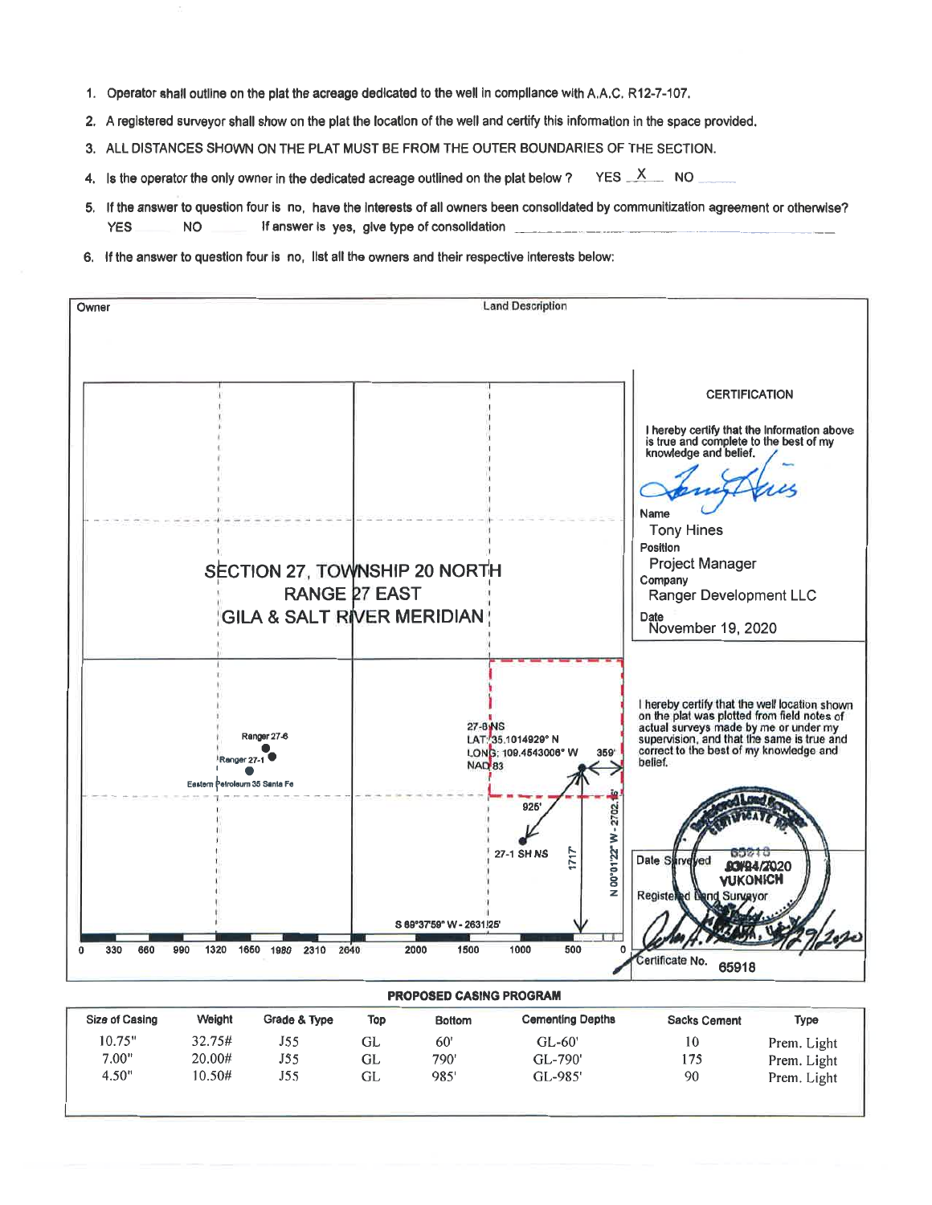1. Operator shall outline on the plat the acreage dedicated to the well in compliance with A.A.C. R12-7-107.
2. A registered surveyor shall show on the plat the location of the well and certify this information in the space provided.
3. ALL DISTANCES SHOWN ON THE PLAT MUST BE FROM THE OUTER BOUNDARIES OF THE SECTION.
4. Is the operator the only owner in the dedicated acreage outlined on the plat below? YES X NO ____
5. If the answer to question four is no, have the interests of all owners been consolidated by communitization agreement or otherwise? YES ____ NO ____ If answer is yes, give type of consolidation ____________
6. If the answer to question four is no, list all the owners and their respective interests below:

| Owner | Land Description |
|---|---|
| | |

SECTION 27, TOWNSHIP 20 NORTH
RANGE 27 EAST
GILA & SALT RIVER MERIDIAN

Ranger 27-6
Ranger 27-1
Ranger 27-1
Eastern Petroleum 35 Santa Fe

27-8 NS
LAT: 35.1014929° N
LONG: 109.4543006° W
NAD 83

359'
925'
27-1 SH NS
1717'
N 00°01'22" W - 2702.45'
S 89°37'59" W - 2631.25'

0 330 660 990 1320 1650 1980 2310 2640 2000 1500 1000 500 0

**CERTIFICATION**

I hereby certify that the information above is true and complete to the best of my knowledge and belief.

Name: Tony Hines
Position: Project Manager
Company: Ranger Development LLC
Date: November 19, 2020

I hereby certify that the well location shown on the plat was plotted from field notes of actual surveys made by me or under my supervision, and that the same is true and correct to the best of my knowledge and belief.

Date Surveyed: 10/24/2020
Registered Land Surveyor: VUKONICH
Certificate No. 65918

**PROPOSED CASING PROGRAM**

| Size of Casing | Weight | Grade & Type | Top | Bottom | Cementing Depths | Sacks Cement | Type |
|---|---|---|---|---|---|---|---|
| 10.75" | 32.75# | J55 | GL | 60' | GL-60' | 10 | Prem. Light |
| 7.00" | 20.00# | J55 | GL | 790' | GL-790' | 175 | Prem. Light |
| 4.50" | 10.50# | J55 | GL | 985' | GL-985' | 90 | Prem. Light |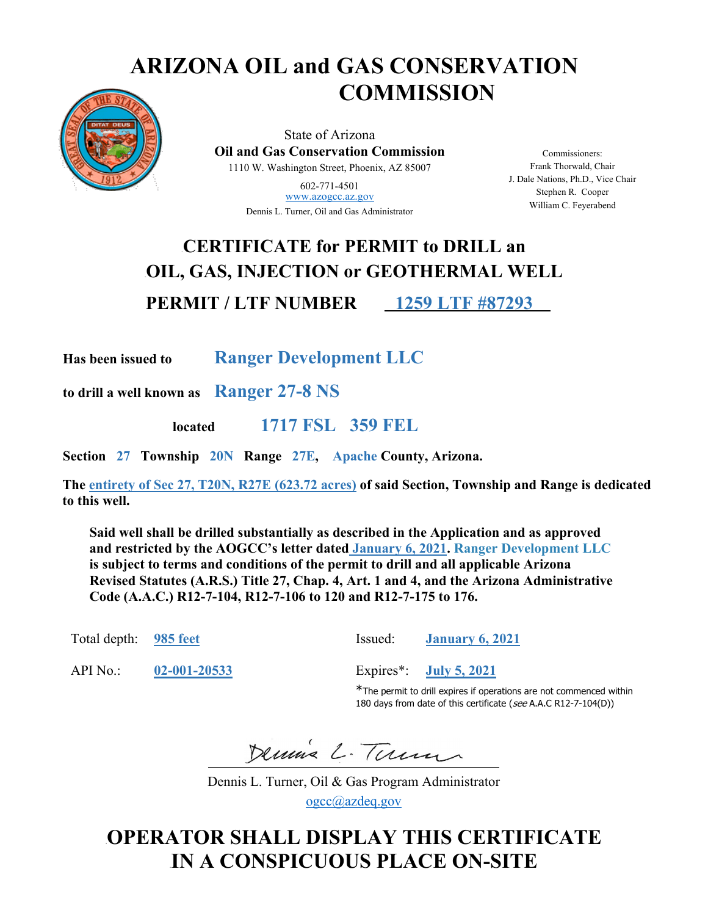# ARIZONA OIL and GAS CONSERVATION COMMISSION

State of Arizona
**Oil and Gas Conservation Commission**
1110 W. Washington Street, Phoenix, AZ 85007
602-771-4501
www.azogcc.az.gov
Dennis L. Turner, Oil and Gas Administrator

Commissioners:
Frank Thorwald, Chair
J. Dale Nations, Ph.D., Vice Chair
Stephen R. Cooper
William C. Feyerabend

## CERTIFICATE for PERMIT to DRILL an OIL, GAS, INJECTION or GEOTHERMAL WELL

**PERMIT / LTF NUMBER** 1259 LTF #87293

**Has been issued to** Ranger Development LLC

**to drill a well known as** Ranger 27-8 NS

**located** 1717 FSL 359 FEL

**Section** 27 **Township** 20N **Range** 27E, Apache **County, Arizona.**

**The** entirety of Sec 27, T20N, R27E (623.72 acres) **of said Section, Township and Range is dedicated to this well.**

**Said well shall be drilled substantially as described in the Application and as approved and restricted by the AOGCC's letter dated January 6, 2021. Ranger Development LLC is subject to terms and conditions of the permit to drill and all applicable Arizona Revised Statutes (A.R.S.) Title 27, Chap. 4, Art. 1 and 4, and the Arizona Administrative Code (A.A.C.) R12-7-104, R12-7-106 to 120 and R12-7-175 to 176.**

Total depth: 985 feet

API No.: 02-001-20533

Issued: January 6, 2021

Expires*: July 5, 2021

*The permit to drill expires if operations are not commenced within 180 days from date of this certificate (*see* A.A.C R12-7-104(D))

Dennis L. Turner, Oil & Gas Program Administrator
ogcc@azdeq.gov

## OPERATOR SHALL DISPLAY THIS CERTIFICATE IN A CONSPICUOUS PLACE ON-SITE